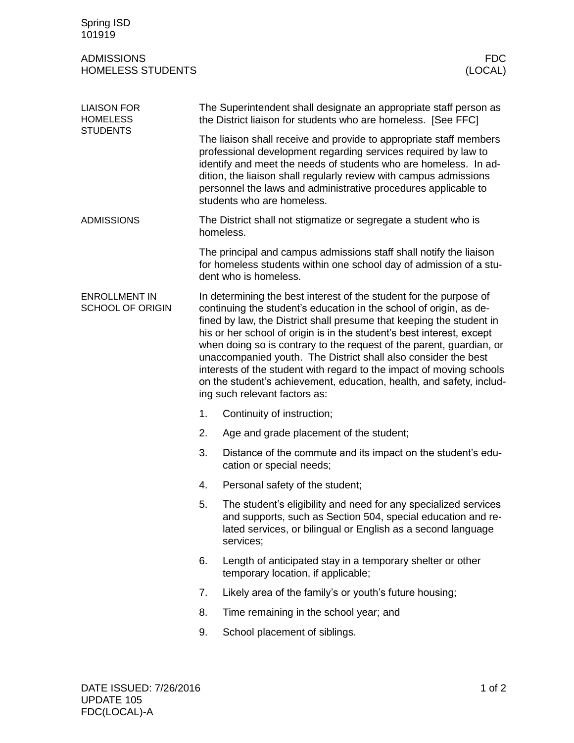# ADMISSIONS
## HOMELESS STUDENTS

### LIAISON FOR HOMELESS STUDENTS

The Superintendent shall designate an appropriate staff person as the District liaison for students who are homeless. [See FFC]

The liaison shall receive and provide to appropriate staff members professional development regarding services required by law to identify and meet the needs of students who are homeless. In addition, the liaison shall regularly review with campus admissions personnel the laws and administrative procedures applicable to students who are homeless.

### ADMISSIONS

The District shall not stigmatize or segregate a student who is homeless.

The principal and campus admissions staff shall notify the liaison for homeless students within one school day of admission of a student who is homeless.

### ENROLLMENT IN SCHOOL OF ORIGIN

In determining the best interest of the student for the purpose of continuing the student's education in the school of origin, as defined by law, the District shall presume that keeping the student in his or her school of origin is in the student's best interest, except when doing so is contrary to the request of the parent, guardian, or unaccompanied youth. The District shall also consider the best interests of the student with regard to the impact of moving schools on the student's achievement, education, health, and safety, including such relevant factors as:

1. Continuity of instruction;
2. Age and grade placement of the student;
3. Distance of the commute and its impact on the student's education or special needs;
4. Personal safety of the student;
5. The student's eligibility and need for any specialized services and supports, such as Section 504, special education and related services, or bilingual or English as a second language services;
6. Length of anticipated stay in a temporary shelter or other temporary location, if applicable;
7. Likely area of the family's or youth's future housing;
8. Time remaining in the school year; and
9. School placement of siblings.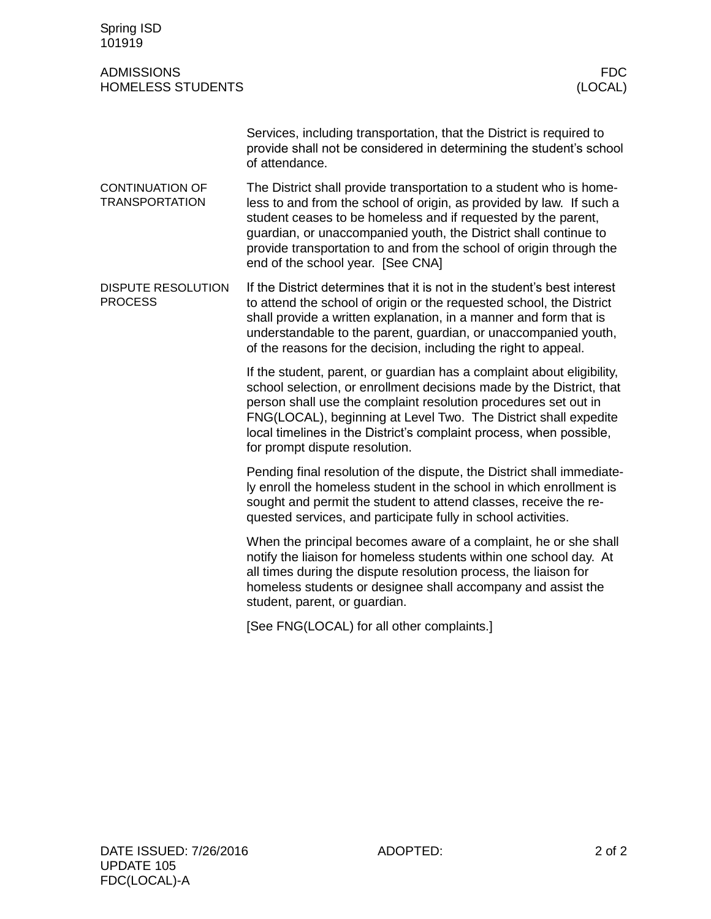Services, including transportation, that the District is required to provide shall not be considered in determining the student's school of attendance.

## CONTINUATION OF TRANSPORTATION

The District shall provide transportation to a student who is homeless to and from the school of origin, as provided by law. If such a student ceases to be homeless and if requested by the parent, guardian, or unaccompanied youth, the District shall continue to provide transportation to and from the school of origin through the end of the school year. [See CNA]

## DISPUTE RESOLUTION PROCESS

If the District determines that it is not in the student's best interest to attend the school of origin or the requested school, the District shall provide a written explanation, in a manner and form that is understandable to the parent, guardian, or unaccompanied youth, of the reasons for the decision, including the right to appeal.

If the student, parent, or guardian has a complaint about eligibility, school selection, or enrollment decisions made by the District, that person shall use the complaint resolution procedures set out in FNG(LOCAL), beginning at Level Two. The District shall expedite local timelines in the District's complaint process, when possible, for prompt dispute resolution.

Pending final resolution of the dispute, the District shall immediately enroll the homeless student in the school in which enrollment is sought and permit the student to attend classes, receive the requested services, and participate fully in school activities.

When the principal becomes aware of a complaint, he or she shall notify the liaison for homeless students within one school day. At all times during the dispute resolution process, the liaison for homeless students or designee shall accompany and assist the student, parent, or guardian.

[See FNG(LOCAL) for all other complaints.]